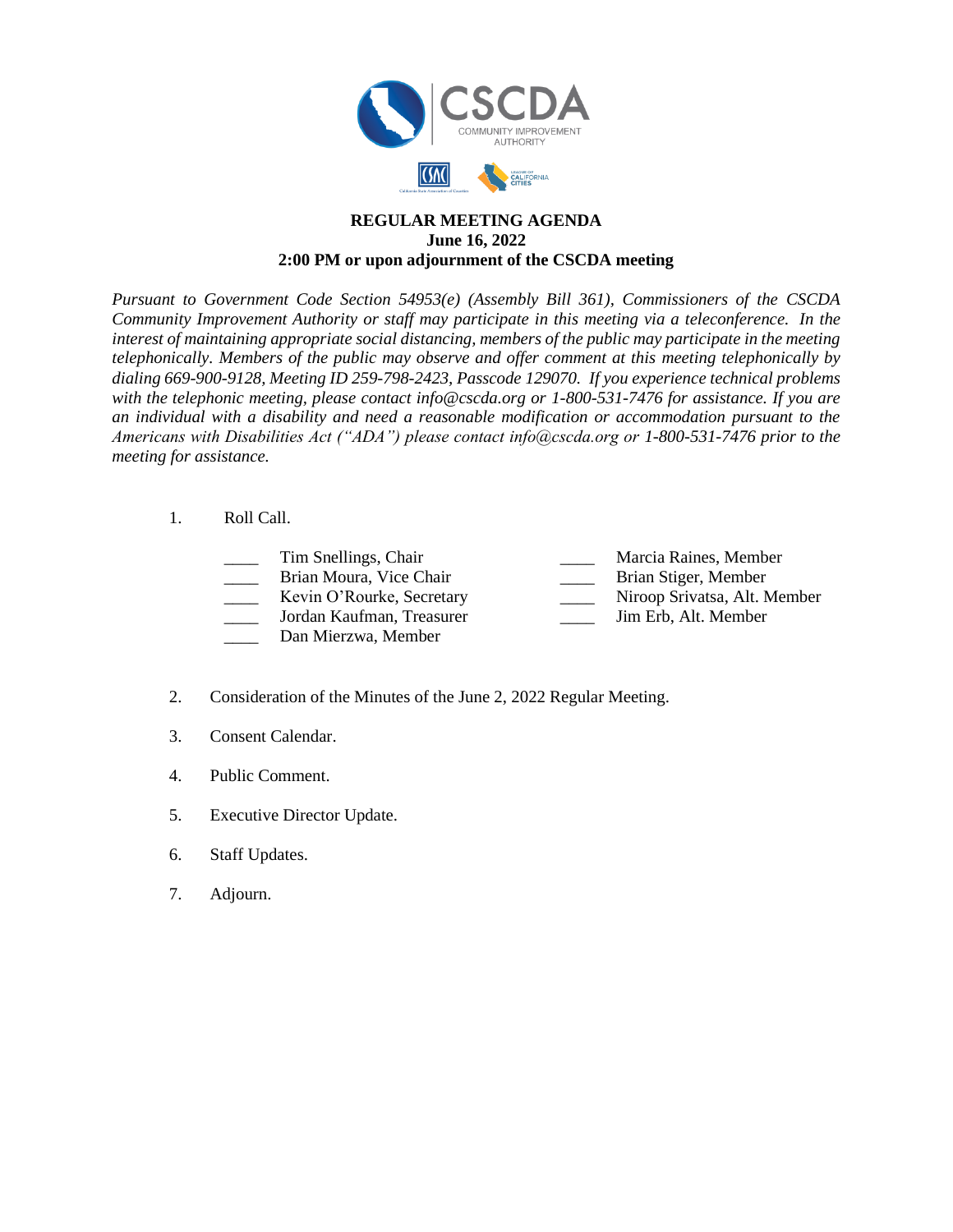CSCDA
COMMUNITY IMPROVEMENT AUTHORITY

# REGULAR MEETING AGENDA
**June 16, 2022**
**2:00 PM or upon adjournment of the CSCDA meeting**

*Pursuant to Government Code Section 54953(e) (Assembly Bill 361), Commissioners of the CSCDA Community Improvement Authority or staff may participate in this meeting via a teleconference. In the interest of maintaining appropriate social distancing, members of the public may participate in the meeting telephonically. Members of the public may observe and offer comment at this meeting telephonically by dialing 669-900-9128, Meeting ID 259-798-2423, Passcode 129070. If you experience technical problems with the telephonic meeting, please contact info@cscda.org or 1-800-531-7476 for assistance. If you are an individual with a disability and need a reasonable modification or accommodation pursuant to the Americans with Disabilities Act ("ADA") please contact info@cscda.org or 1-800-531-7476 prior to the meeting for assistance.*

1. Roll Call.

   ____ Tim Snellings, Chair
   ____ Brian Moura, Vice Chair
   ____ Kevin O'Rourke, Secretary
   ____ Jordan Kaufman, Treasurer
   ____ Dan Mierzwa, Member
   ____ Marcia Raines, Member
   ____ Brian Stiger, Member
   ____ Niroop Srivatsa, Alt. Member
   ____ Jim Erb, Alt. Member

2. Consideration of the Minutes of the June 2, 2022 Regular Meeting.

3. Consent Calendar.

4. Public Comment.

5. Executive Director Update.

6. Staff Updates.

7. Adjourn.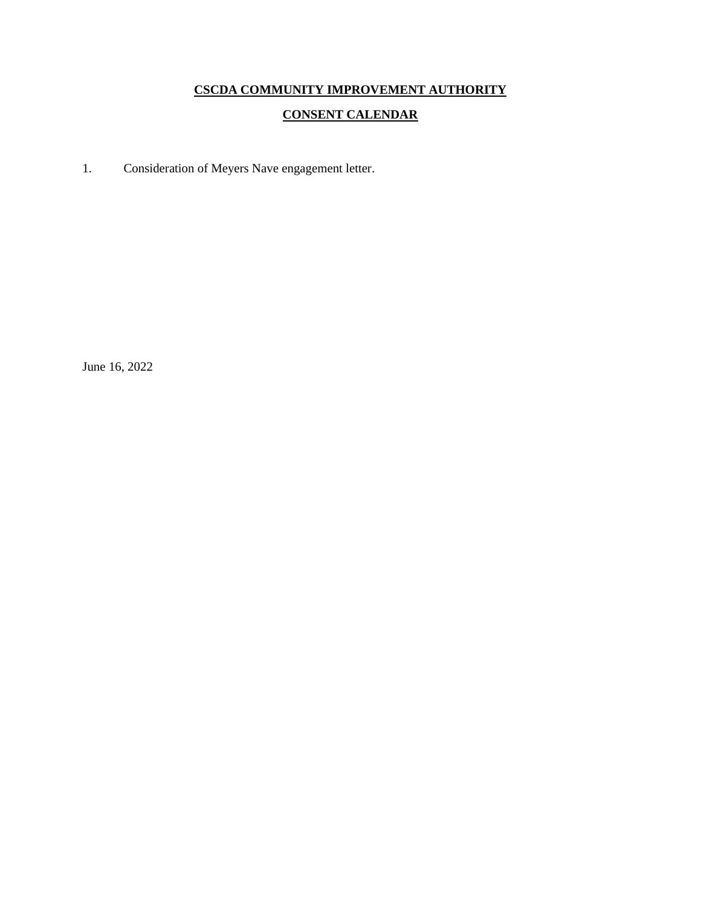**CSCDA COMMUNITY IMPROVEMENT AUTHORITY**

**CONSENT CALENDAR**

1. Consideration of Meyers Nave engagement letter.

June 16, 2022